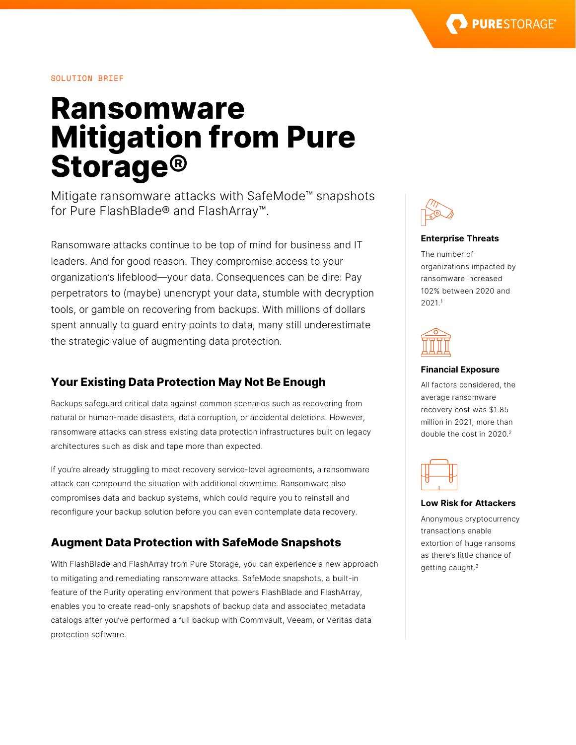SOLUTION BRIEF

# Ransomware Mitigation from Pure Storage®

Mitigate ransomware attacks with SafeMode™ snapshots for Pure FlashBlade® and FlashArray™.

Ransomware attacks continue to be top of mind for business and IT leaders. And for good reason. They compromise access to your organization's lifeblood—your data. Consequences can be dire: Pay perpetrators to (maybe) unencrypt your data, stumble with decryption tools, or gamble on recovering from backups. With millions of dollars spent annually to guard entry points to data, many still underestimate the strategic value of augmenting data protection.

## Your Existing Data Protection May Not Be Enough

Backups safeguard critical data against common scenarios such as recovering from natural or human-made disasters, data corruption, or accidental deletions. However, ransomware attacks can stress existing data protection infrastructures built on legacy architectures such as disk and tape more than expected.

If you're already struggling to meet recovery service-level agreements, a ransomware attack can compound the situation with additional downtime. Ransomware also compromises data and backup systems, which could require you to reinstall and reconfigure your backup solution before you can even contemplate data recovery.

## Augment Data Protection with SafeMode Snapshots

With FlashBlade and FlashArray from Pure Storage, you can experience a new approach to mitigating and remediating ransomware attacks. SafeMode snapshots, a built-in feature of the Purity operating environment that powers FlashBlade and FlashArray, enables you to create read-only snapshots of backup data and associated metadata catalogs after you've performed a full backup with Commvault, Veeam, or Veritas data protection software.

### Enterprise Threats

The number of organizations impacted by ransomware increased 102% between 2020 and 2021.[1]

### Financial Exposure

All factors considered, the average ransomware recovery cost was $1.85 million in 2021, more than double the cost in 2020.[2]

### Low Risk for Attackers

Anonymous cryptocurrency transactions enable extortion of huge ransoms as there's little chance of getting caught.[3]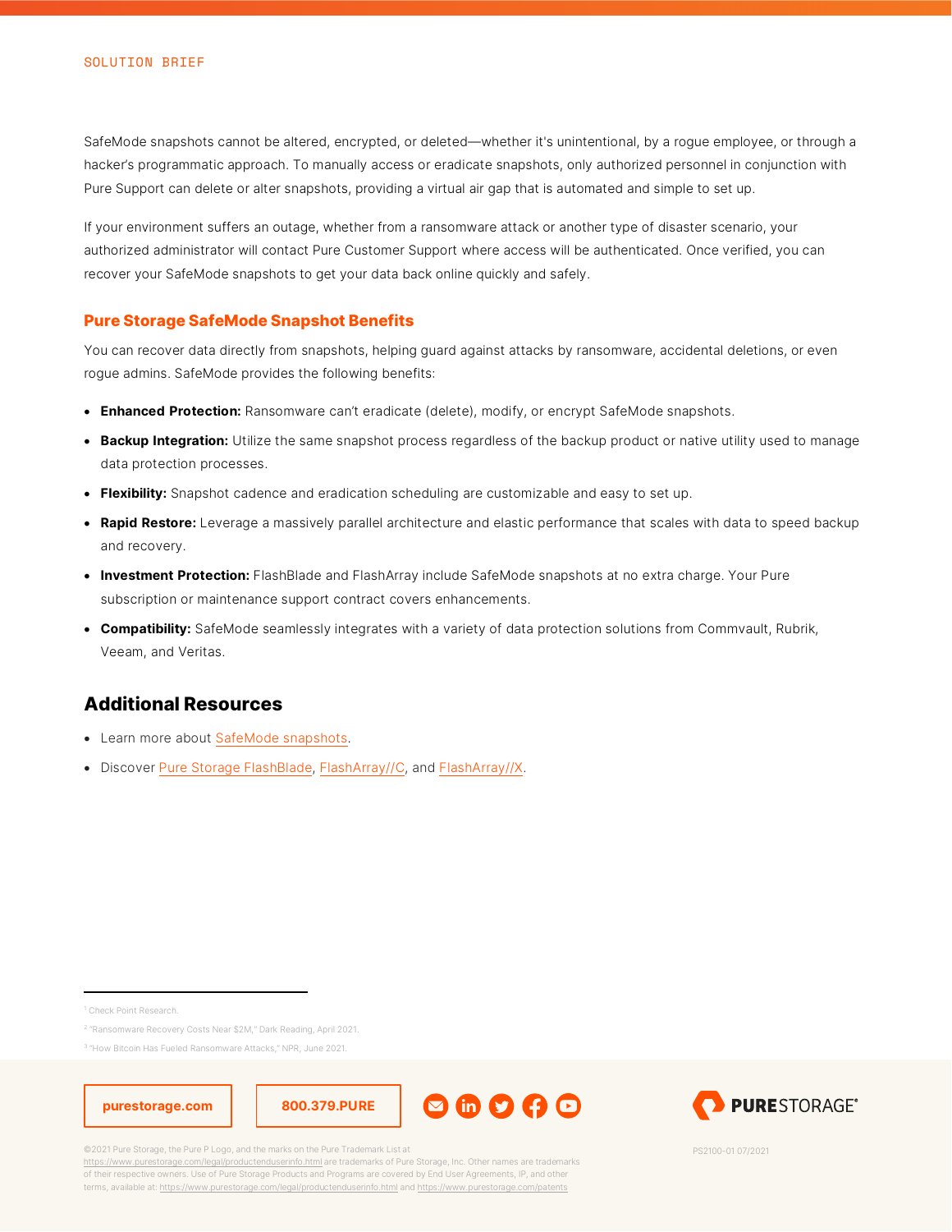SafeMode snapshots cannot be altered, encrypted, or deleted—whether it's unintentional, by a rogue employee, or through a hacker's programmatic approach. To manually access or eradicate snapshots, only authorized personnel in conjunction with Pure Support can delete or alter snapshots, providing a virtual air gap that is automated and simple to set up.

If your environment suffers an outage, whether from a ransomware attack or another type of disaster scenario, your authorized administrator will contact Pure Customer Support where access will be authenticated. Once verified, you can recover your SafeMode snapshots to get your data back online quickly and safely.

### Pure Storage SafeMode Snapshot Benefits

You can recover data directly from snapshots, helping guard against attacks by ransomware, accidental deletions, or even rogue admins. SafeMode provides the following benefits:

- **Enhanced Protection:** Ransomware can't eradicate (delete), modify, or encrypt SafeMode snapshots.
- **Backup Integration:** Utilize the same snapshot process regardless of the backup product or native utility used to manage data protection processes.
- **Flexibility:** Snapshot cadence and eradication scheduling are customizable and easy to set up.
- **Rapid Restore:** Leverage a massively parallel architecture and elastic performance that scales with data to speed backup and recovery.
- **Investment Protection:** FlashBlade and FlashArray include SafeMode snapshots at no extra charge. Your Pure subscription or maintenance support contract covers enhancements.
- **Compatibility:** SafeMode seamlessly integrates with a variety of data protection solutions from Commvault, Rubrik, Veeam, and Veritas.

## Additional Resources

- Learn more about SafeMode snapshots.
- Discover Pure Storage FlashBlade, FlashArray//C, and FlashArray//X.

[1] Check Point Research.

[2] "Ransomware Recovery Costs Near $2M," Dark Reading, April 2021.

[3] "How Bitcoin Has Fueled Ransomware Attacks," NPR, June 2021.

purestorage.com

800.379.PURE

©2021 Pure Storage, the Pure P Logo, and the marks on the Pure Trademark List at https://www.purestorage.com/legal/productenduserinfo.html are trademarks of Pure Storage, Inc. Other names are trademarks of their respective owners. Use of Pure Storage Products and Programs are covered by End User Agreements, IP, and other terms, available at: https://www.purestorage.com/legal/productenduserinfo.html and https://www.purestorage.com/patents

PS2100-01 07/2021